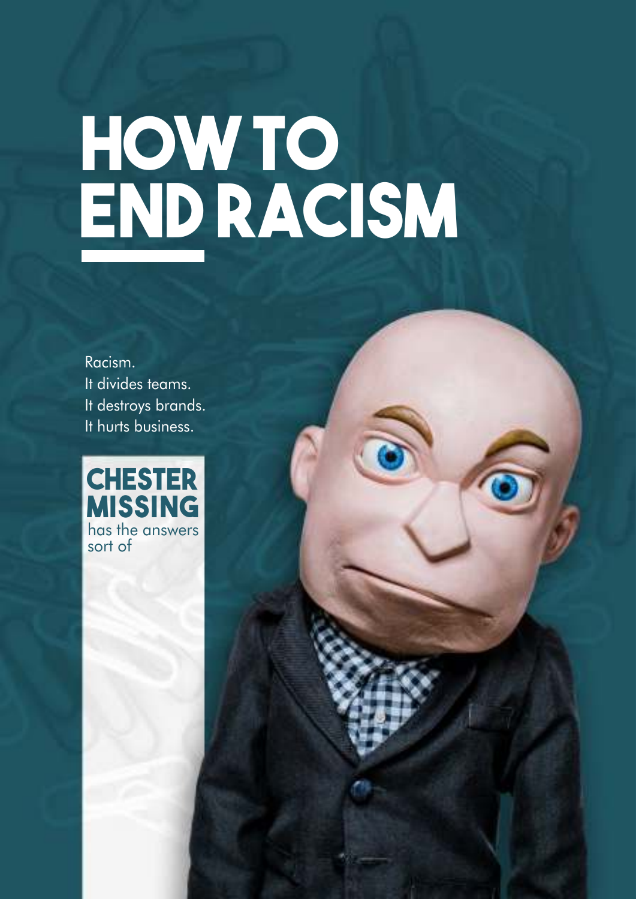# HOW TO END RACISM

Racism.
It divides teams.
It destroys brands.
It hurts business.

**CHESTER MISSING**
has the answers
sort of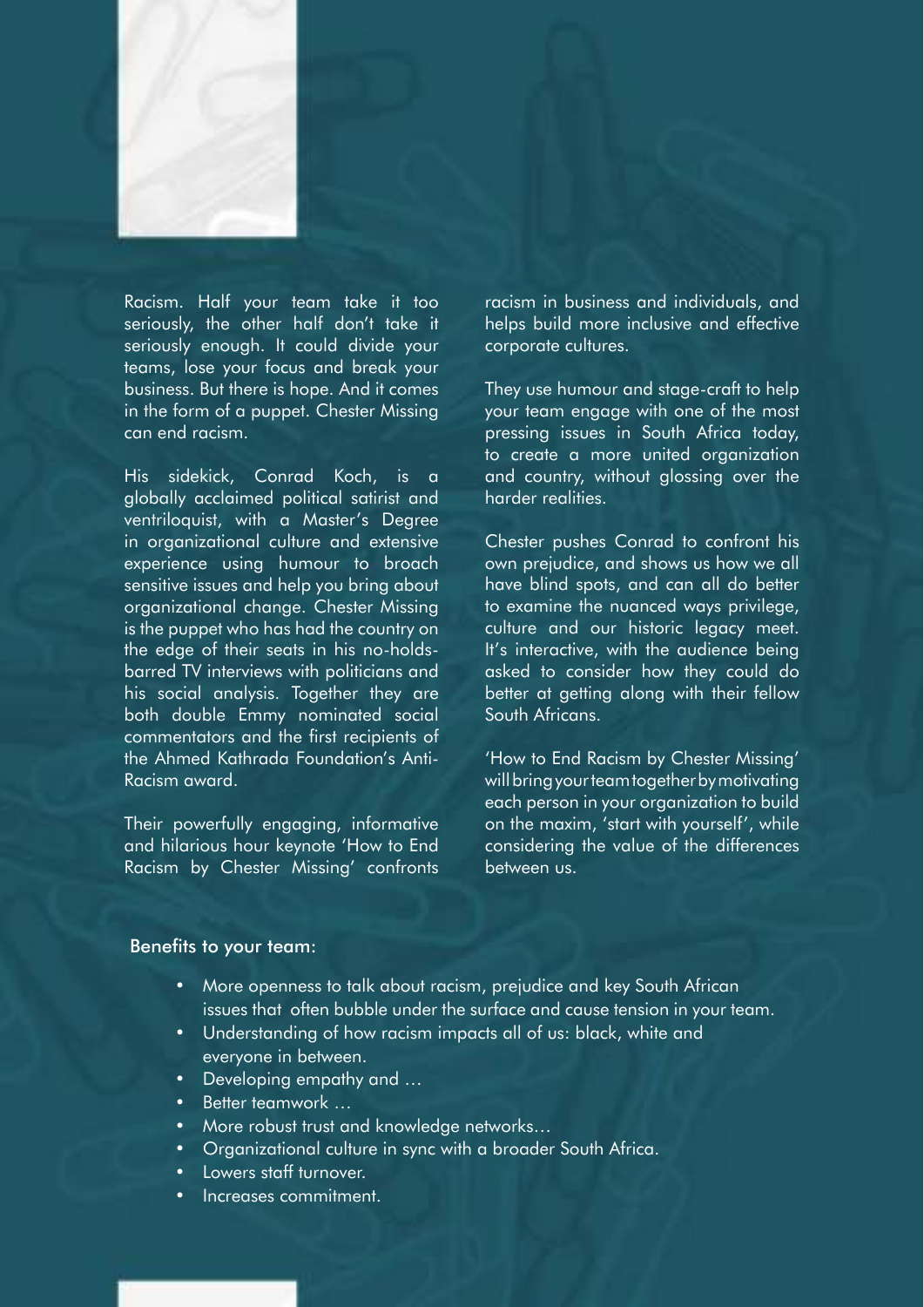Racism. Half your team take it too seriously, the other half don't take it seriously enough. It could divide your teams, lose your focus and break your business. But there is hope. And it comes in the form of a puppet. Chester Missing can end racism.

His sidekick, Conrad Koch, is a globally acclaimed political satirist and ventriloquist, with a Master's Degree in organizational culture and extensive experience using humour to broach sensitive issues and help you bring about organizational change. Chester Missing is the puppet who has had the country on the edge of their seats in his no-holds-barred TV interviews with politicians and his social analysis. Together they are both double Emmy nominated social commentators and the first recipients of the Ahmed Kathrada Foundation's Anti-Racism award.

Their powerfully engaging, informative and hilarious hour keynote 'How to End Racism by Chester Missing' confronts racism in business and individuals, and helps build more inclusive and effective corporate cultures.

They use humour and stage-craft to help your team engage with one of the most pressing issues in South Africa today, to create a more united organization and country, without glossing over the harder realities.

Chester pushes Conrad to confront his own prejudice, and shows us how we all have blind spots, and can all do better to examine the nuanced ways privilege, culture and our historic legacy meet. It's interactive, with the audience being asked to consider how they could do better at getting along with their fellow South Africans.

'How to End Racism by Chester Missing' will bring your team together by motivating each person in your organization to build on the maxim, 'start with yourself', while considering the value of the differences between us.

Benefits to your team:

- More openness to talk about racism, prejudice and key South African issues that often bubble under the surface and cause tension in your team.
- Understanding of how racism impacts all of us: black, white and everyone in between.
- Developing empathy and …
- Better teamwork …
- More robust trust and knowledge networks…
- Organizational culture in sync with a broader South Africa.
- Lowers staff turnover.
- Increases commitment.